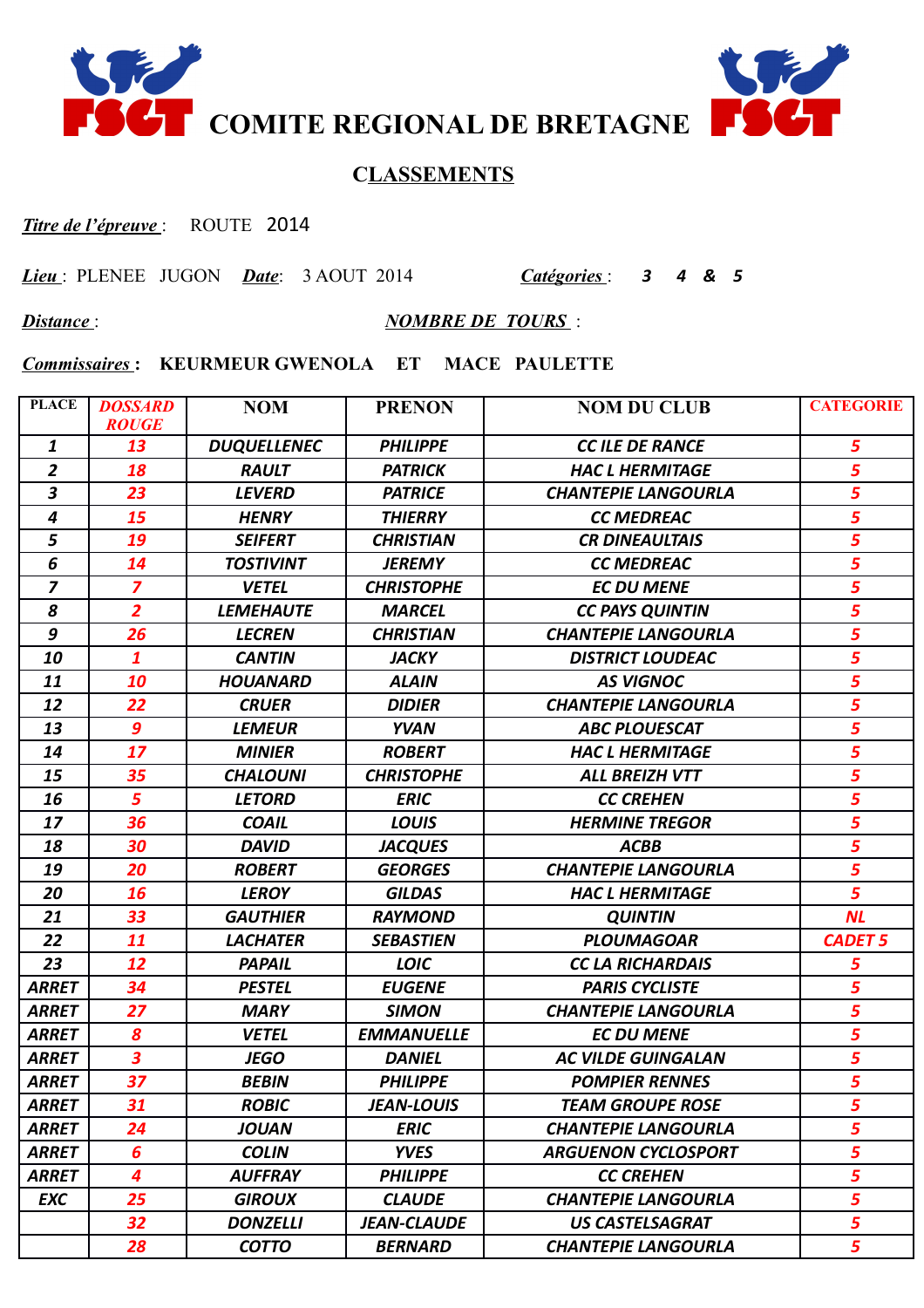# COMITE REGIONAL DE BRETAGNE

## CLASSEMENTS

***Titre de l'épreuve*** : ROUTE 2014

***Lieu*** : PLENEE JUGON ***Date***: 3 AOUT 2014 ***Catégories*** : *3 4 & 5*

***Distance*** : ***NOMBRE DE TOURS*** :

***Commissaires*** : **KEURMEUR GWENOLA ET MACE PAULETTE**

| PLACE | DOSSARD ROUGE | NOM | PRENON | NOM DU CLUB | CATEGORIE |
|---|---|---|---|---|---|
| 1 | 13 | DUQUELLENEC | PHILIPPE | CC ILE DE RANCE | 5 |
| 2 | 18 | RAULT | PATRICK | HAC L HERMITAGE | 5 |
| 3 | 23 | LEVERD | PATRICE | CHANTEPIE LANGOURLA | 5 |
| 4 | 15 | HENRY | THIERRY | CC MEDREAC | 5 |
| 5 | 19 | SEIFERT | CHRISTIAN | CR DINEAULTAIS | 5 |
| 6 | 14 | TOSTIVINT | JEREMY | CC MEDREAC | 5 |
| 7 | 7 | VETEL | CHRISTOPHE | EC DU MENE | 5 |
| 8 | 2 | LEMEHAUTE | MARCEL | CC PAYS QUINTIN | 5 |
| 9 | 26 | LECREN | CHRISTIAN | CHANTEPIE LANGOURLA | 5 |
| 10 | 1 | CANTIN | JACKY | DISTRICT LOUDEAC | 5 |
| 11 | 10 | HOUANARD | ALAIN | AS VIGNOC | 5 |
| 12 | 22 | CRUER | DIDIER | CHANTEPIE LANGOURLA | 5 |
| 13 | 9 | LEMEUR | YVAN | ABC PLOUESCAT | 5 |
| 14 | 17 | MINIER | ROBERT | HAC L HERMITAGE | 5 |
| 15 | 35 | CHALOUNI | CHRISTOPHE | ALL BREIZH VTT | 5 |
| 16 | 5 | LETORD | ERIC | CC CREHEN | 5 |
| 17 | 36 | COAIL | LOUIS | HERMINE TREGOR | 5 |
| 18 | 30 | DAVID | JACQUES | ACBB | 5 |
| 19 | 20 | ROBERT | GEORGES | CHANTEPIE LANGOURLA | 5 |
| 20 | 16 | LEROY | GILDAS | HAC L HERMITAGE | 5 |
| 21 | 33 | GAUTHIER | RAYMOND | QUINTIN | NL |
| 22 | 11 | LACHATER | SEBASTIEN | PLOUMAGOAR | CADET 5 |
| 23 | 12 | PAPAIL | LOIC | CC LA RICHARDAIS | 5 |
| ARRET | 34 | PESTEL | EUGENE | PARIS CYCLISTE | 5 |
| ARRET | 27 | MARY | SIMON | CHANTEPIE LANGOURLA | 5 |
| ARRET | 8 | VETEL | EMMANUELLE | EC DU MENE | 5 |
| ARRET | 3 | JEGO | DANIEL | AC VILDE GUINGALAN | 5 |
| ARRET | 37 | BEBIN | PHILIPPE | POMPIER RENNES | 5 |
| ARRET | 31 | ROBIC | JEAN-LOUIS | TEAM GROUPE ROSE | 5 |
| ARRET | 24 | JOUAN | ERIC | CHANTEPIE LANGOURLA | 5 |
| ARRET | 6 | COLIN | YVES | ARGUENON CYCLOSPORT | 5 |
| ARRET | 4 | AUFFRAY | PHILIPPE | CC CREHEN | 5 |
| EXC | 25 | GIROUX | CLAUDE | CHANTEPIE LANGOURLA | 5 |
| | 32 | DONZELLI | JEAN-CLAUDE | US CASTELSAGRAT | 5 |
| | 28 | COTTO | BERNARD | CHANTEPIE LANGOURLA | 5 |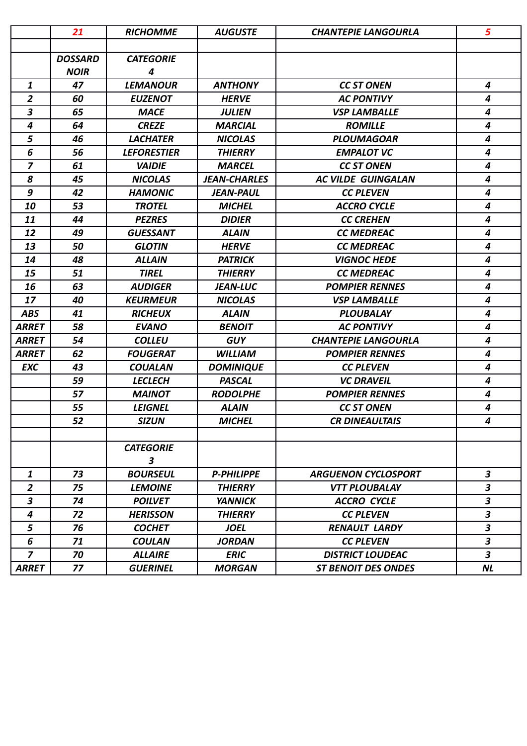| | | | | | |
|---|---|---|---|---|---|
| | 21 | RICHOMME | AUGUSTE | CHANTEPIE LANGOURLA | 5 |
| | | | | | |
| | DOSSARD NOIR | CATEGORIE 4 | | | |
| 1 | 47 | LEMANOUR | ANTHONY | CC ST ONEN | 4 |
| 2 | 60 | EUZENOT | HERVE | AC PONTIVY | 4 |
| 3 | 65 | MACE | JULIEN | VSP LAMBALLE | 4 |
| 4 | 64 | CREZE | MARCIAL | ROMILLE | 4 |
| 5 | 46 | LACHATER | NICOLAS | PLOUMAGOAR | 4 |
| 6 | 56 | LEFORESTIER | THIERRY | EMPALOT VC | 4 |
| 7 | 61 | VAIDIE | MARCEL | CC ST ONEN | 4 |
| 8 | 45 | NICOLAS | JEAN-CHARLES | AC VILDE GUINGALAN | 4 |
| 9 | 42 | HAMONIC | JEAN-PAUL | CC PLEVEN | 4 |
| 10 | 53 | TROTEL | MICHEL | ACCRO CYCLE | 4 |
| 11 | 44 | PEZRES | DIDIER | CC CREHEN | 4 |
| 12 | 49 | GUESSANT | ALAIN | CC MEDREAC | 4 |
| 13 | 50 | GLOTIN | HERVE | CC MEDREAC | 4 |
| 14 | 48 | ALLAIN | PATRICK | VIGNOC HEDE | 4 |
| 15 | 51 | TIREL | THIERRY | CC MEDREAC | 4 |
| 16 | 63 | AUDIGER | JEAN-LUC | POMPIER RENNES | 4 |
| 17 | 40 | KEURMEUR | NICOLAS | VSP LAMBALLE | 4 |
| ABS | 41 | RICHEUX | ALAIN | PLOUBALAY | 4 |
| ARRET | 58 | EVANO | BENOIT | AC PONTIVY | 4 |
| ARRET | 54 | COLLEU | GUY | CHANTEPIE LANGOURLA | 4 |
| ARRET | 62 | FOUGERAT | WILLIAM | POMPIER RENNES | 4 |
| EXC | 43 | COUALAN | DOMINIQUE | CC PLEVEN | 4 |
| | 59 | LECLECH | PASCAL | VC DRAVEIL | 4 |
| | 57 | MAINOT | RODOLPHE | POMPIER RENNES | 4 |
| | 55 | LEIGNEL | ALAIN | CC ST ONEN | 4 |
| | 52 | SIZUN | MICHEL | CR DINEAULTAIS | 4 |
| | | | | | |
| | | CATEGORIE 3 | | | |
| 1 | 73 | BOURSEUL | P-PHILIPPE | ARGUENON CYCLOSPORT | 3 |
| 2 | 75 | LEMOINE | THIERRY | VTT PLOUBALAY | 3 |
| 3 | 74 | POILVET | YANNICK | ACCRO CYCLE | 3 |
| 4 | 72 | HERISSON | THIERRY | CC PLEVEN | 3 |
| 5 | 76 | COCHET | JOEL | RENAULT LARDY | 3 |
| 6 | 71 | COULAN | JORDAN | CC PLEVEN | 3 |
| 7 | 70 | ALLAIRE | ERIC | DISTRICT LOUDEAC | 3 |
| ARRET | 77 | GUERINEL | MORGAN | ST BENOIT DES ONDES | NL |